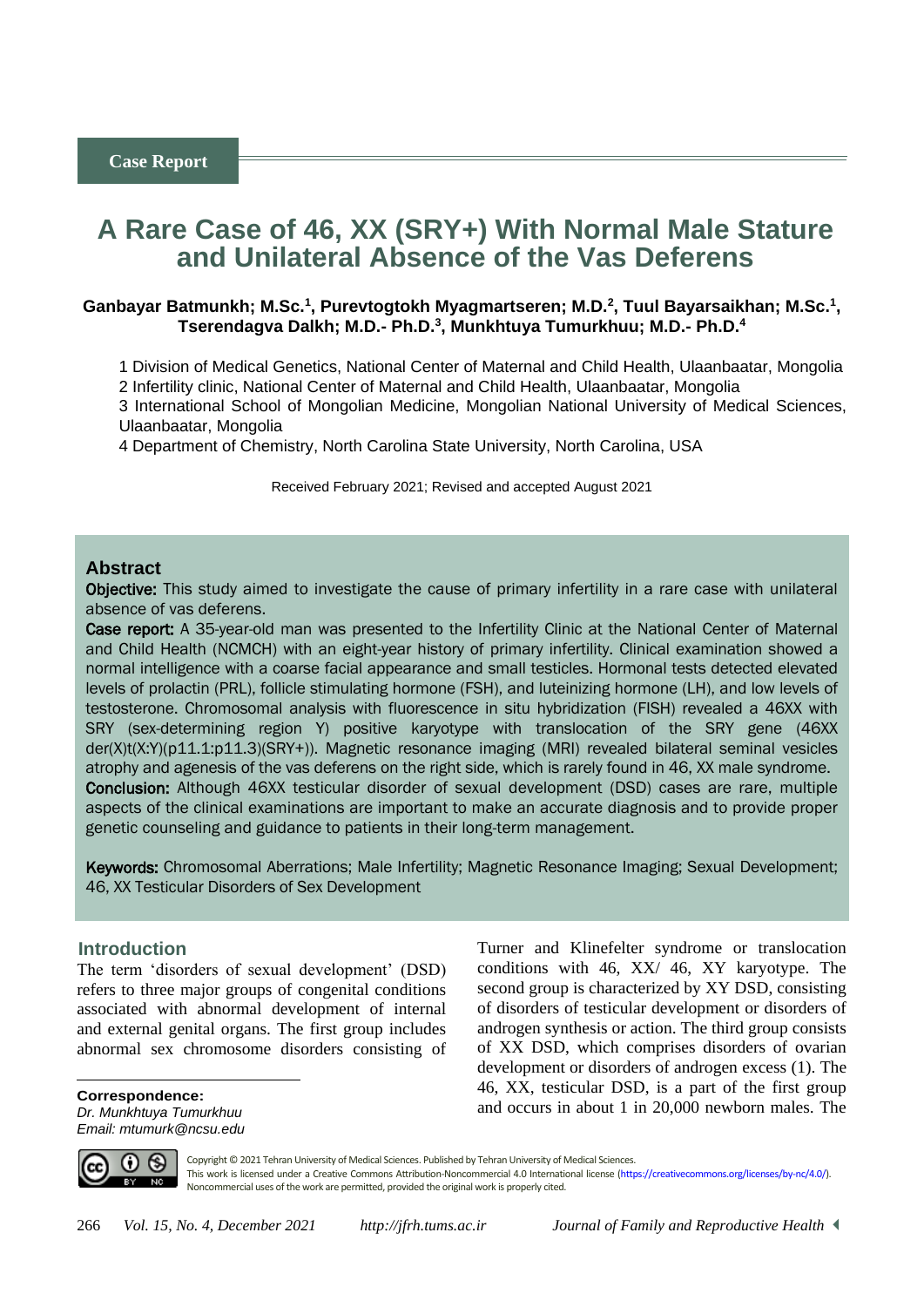Case Report

# A Rare Case of 46, XX (SRY+) With Normal Male Stature and Unilateral Absence of the Vas Deferens

**Ganbayar Batmunkh; M.Sc.[1], Purevtogtokh Myagmartseren; M.D.[2], Tuul Bayarsaikhan; M.Sc.[1], Tserendagva Dalkh; M.D.- Ph.D.[3], Munkhtuya Tumurkhuu; M.D.- Ph.D.[4]**

1 Division of Medical Genetics, National Center of Maternal and Child Health, Ulaanbaatar, Mongolia
2 Infertility clinic, National Center of Maternal and Child Health, Ulaanbaatar, Mongolia
3 International School of Mongolian Medicine, Mongolian National University of Medical Sciences, Ulaanbaatar, Mongolia
4 Department of Chemistry, North Carolina State University, North Carolina, USA

Received February 2021; Revised and accepted August 2021

## Abstract

**Objective:** This study aimed to investigate the cause of primary infertility in a rare case with unilateral absence of vas deferens.

**Case report:** A 35-year-old man was presented to the Infertility Clinic at the National Center of Maternal and Child Health (NCMCH) with an eight-year history of primary infertility. Clinical examination showed a normal intelligence with a coarse facial appearance and small testicles. Hormonal tests detected elevated levels of prolactin (PRL), follicle stimulating hormone (FSH), and luteinizing hormone (LH), and low levels of testosterone. Chromosomal analysis with fluorescence in situ hybridization (FISH) revealed a 46XX with SRY (sex-determining region Y) positive karyotype with translocation of the SRY gene (46XX der(X)t(X:Y)(p11.1:p11.3)(SRY+)). Magnetic resonance imaging (MRI) revealed bilateral seminal vesicles atrophy and agenesis of the vas deferens on the right side, which is rarely found in 46, XX male syndrome.

**Conclusion:** Although 46XX testicular disorder of sexual development (DSD) cases are rare, multiple aspects of the clinical examinations are important to make an accurate diagnosis and to provide proper genetic counseling and guidance to patients in their long-term management.

**Keywords:** Chromosomal Aberrations; Male Infertility; Magnetic Resonance Imaging; Sexual Development; 46, XX Testicular Disorders of Sex Development

## Introduction

The term 'disorders of sexual development' (DSD) refers to three major groups of congenital conditions associated with abnormal development of internal and external genital organs. The first group includes abnormal sex chromosome disorders consisting of Turner and Klinefelter syndrome or translocation conditions with 46, XX/ 46, XY karyotype. The second group is characterized by XY DSD, consisting of disorders of testicular development or disorders of androgen synthesis or action. The third group consists of XX DSD, which comprises disorders of ovarian development or disorders of androgen excess (1). The 46, XX, testicular DSD, is a part of the first group and occurs in about 1 in 20,000 newborn males. The

**Correspondence:**
*Dr. Munkhtuya Tumurkhuu*
*Email: mtumurk@ncsu.edu*

Copyright © 2021 Tehran University of Medical Sciences. Published by Tehran University of Medical Sciences.
This work is licensed under a Creative Commons Attribution-Noncommercial 4.0 International license (https://creativecommons.org/licenses/by-nc/4.0/). Noncommercial uses of the work are permitted, provided the original work is properly cited.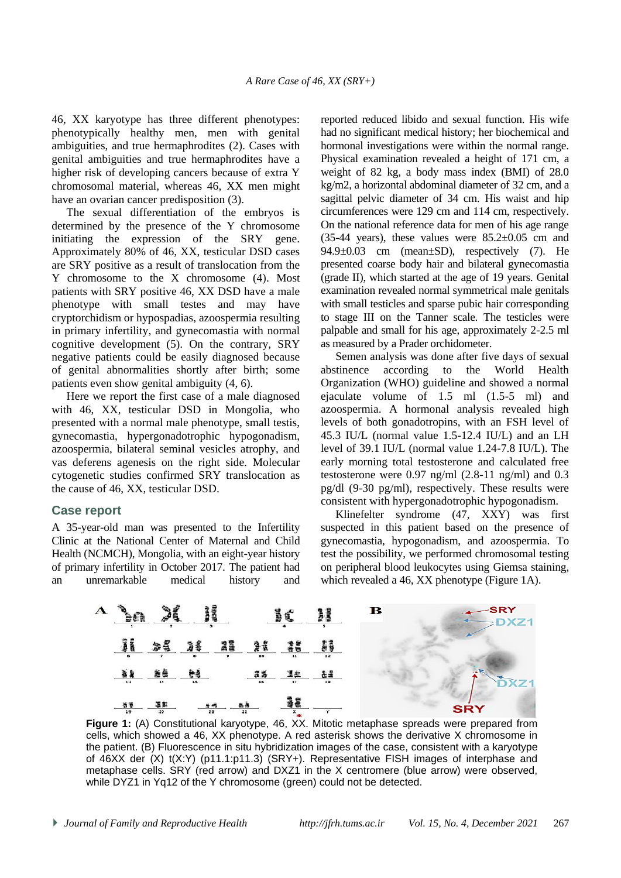46, XX karyotype has three different phenotypes: phenotypically healthy men, men with genital ambiguities, and true hermaphrodites (2). Cases with genital ambiguities and true hermaphrodites have a higher risk of developing cancers because of extra Y chromosomal material, whereas 46, XX men might have an ovarian cancer predisposition (3).

The sexual differentiation of the embryos is determined by the presence of the Y chromosome initiating the expression of the SRY gene. Approximately 80% of 46, XX, testicular DSD cases are SRY positive as a result of translocation from the Y chromosome to the X chromosome (4). Most patients with SRY positive 46, XX DSD have a male phenotype with small testes and may have cryptorchidism or hypospadias, azoospermia resulting in primary infertility, and gynecomastia with normal cognitive development (5). On the contrary, SRY negative patients could be easily diagnosed because of genital abnormalities shortly after birth; some patients even show genital ambiguity (4, 6).

Here we report the first case of a male diagnosed with 46, XX, testicular DSD in Mongolia, who presented with a normal male phenotype, small testis, gynecomastia, hypergonadotrophic hypogonadism, azoospermia, bilateral seminal vesicles atrophy, and vas deferens agenesis on the right side. Molecular cytogenetic studies confirmed SRY translocation as the cause of 46, XX, testicular DSD.

## Case report

A 35-year-old man was presented to the Infertility Clinic at the National Center of Maternal and Child Health (NCMCH), Mongolia, with an eight-year history of primary infertility in October 2017. The patient had an unremarkable medical history and reported reduced libido and sexual function. His wife had no significant medical history; her biochemical and hormonal investigations were within the normal range. Physical examination revealed a height of 171 cm, a weight of 82 kg, a body mass index (BMI) of 28.0 kg/m2, a horizontal abdominal diameter of 32 cm, and a sagittal pelvic diameter of 34 cm. His waist and hip circumferences were 129 cm and 114 cm, respectively. On the national reference data for men of his age range (35-44 years), these values were 85.2±0.05 cm and 94.9±0.03 cm (mean±SD), respectively (7). He presented coarse body hair and bilateral gynecomastia (grade II), which started at the age of 19 years. Genital examination revealed normal symmetrical male genitals with small testicles and sparse pubic hair corresponding to stage III on the Tanner scale. The testicles were palpable and small for his age, approximately 2-2.5 ml as measured by a Prader orchidometer.

Semen analysis was done after five days of sexual abstinence according to the World Health Organization (WHO) guideline and showed a normal ejaculate volume of 1.5 ml (1.5-5 ml) and azoospermia. A hormonal analysis revealed high levels of both gonadotropins, with an FSH level of 45.3 IU/L (normal value 1.5-12.4 IU/L) and an LH level of 39.1 IU/L (normal value 1.24-7.8 IU/L). The early morning total testosterone and calculated free testosterone were 0.97 ng/ml (2.8-11 ng/ml) and 0.3 pg/dl (9-30 pg/ml), respectively. These results were consistent with hypergonadotrophic hypogonadism.

Klinefelter syndrome (47, XXY) was first suspected in this patient based on the presence of gynecomastia, hypogonadism, and azoospermia. To test the possibility, we performed chromosomal testing on peripheral blood leukocytes using Giemsa staining, which revealed a 46, XX phenotype (Figure 1A).

**Figure 1:** (A) Constitutional karyotype, 46, XX. Mitotic metaphase spreads were prepared from cells, which showed a 46, XX phenotype. A red asterisk shows the derivative X chromosome in the patient. (B) Fluorescence in situ hybridization images of the case, consistent with a karyotype of 46XX der (X) t(X:Y) (p11.1:p11.3) (SRY+). Representative FISH images of interphase and metaphase cells. SRY (red arrow) and DXZ1 in the X centromere (blue arrow) were observed, while DYZ1 in Yq12 of the Y chromosome (green) could not be detected.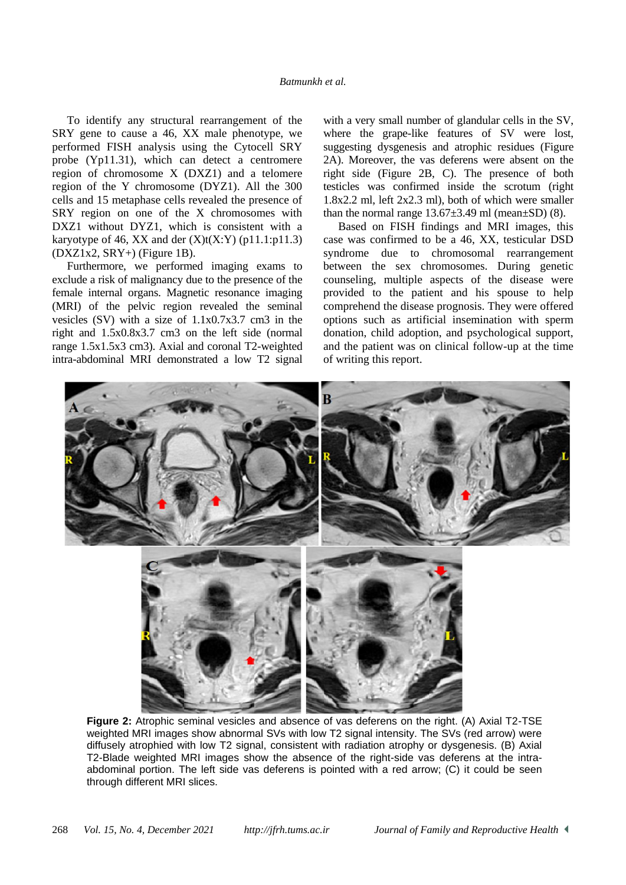To identify any structural rearrangement of the SRY gene to cause a 46, XX male phenotype, we performed FISH analysis using the Cytocell SRY probe (Yp11.31), which can detect a centromere region of chromosome X (DXZ1) and a telomere region of the Y chromosome (DYZ1). All the 300 cells and 15 metaphase cells revealed the presence of SRY region on one of the X chromosomes with DXZ1 without DYZ1, which is consistent with a karyotype of 46, XX and der (X)t(X:Y) (p11.1:p11.3) (DXZ1x2, SRY+) (Figure 1B).

Furthermore, we performed imaging exams to exclude a risk of malignancy due to the presence of the female internal organs. Magnetic resonance imaging (MRI) of the pelvic region revealed the seminal vesicles (SV) with a size of 1.1x0.7x3.7 cm3 in the right and 1.5x0.8x3.7 cm3 on the left side (normal range 1.5x1.5x3 cm3). Axial and coronal T2-weighted intra-abdominal MRI demonstrated a low T2 signal with a very small number of glandular cells in the SV, where the grape-like features of SV were lost, suggesting dysgenesis and atrophic residues (Figure 2A). Moreover, the vas deferens were absent on the right side (Figure 2B, C). The presence of both testicles was confirmed inside the scrotum (right 1.8x2.2 ml, left 2x2.3 ml), both of which were smaller than the normal range 13.67±3.49 ml (mean±SD) (8).

Based on FISH findings and MRI images, this case was confirmed to be a 46, XX, testicular DSD syndrome due to chromosomal rearrangement between the sex chromosomes. During genetic counseling, multiple aspects of the disease were provided to the patient and his spouse to help comprehend the disease prognosis. They were offered options such as artificial insemination with sperm donation, child adoption, and psychological support, and the patient was on clinical follow-up at the time of writing this report.

**Figure 2:** Atrophic seminal vesicles and absence of vas deferens on the right. (A) Axial T2-TSE weighted MRI images show abnormal SVs with low T2 signal intensity. The SVs (red arrow) were diffusely atrophied with low T2 signal, consistent with radiation atrophy or dysgenesis. (B) Axial T2-Blade weighted MRI images show the absence of the right-side vas deferens at the intra-abdominal portion. The left side vas deferens is pointed with a red arrow; (C) it could be seen through different MRI slices.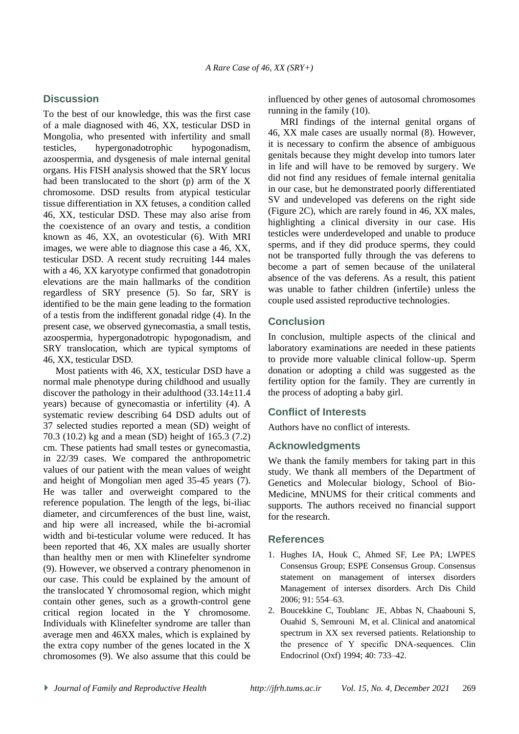## Discussion

To the best of our knowledge, this was the first case of a male diagnosed with 46, XX, testicular DSD in Mongolia, who presented with infertility and small testicles, hypergonadotrophic hypogonadism, azoospermia, and dysgenesis of male internal genital organs. His FISH analysis showed that the SRY locus had been translocated to the short (p) arm of the X chromosome. DSD results from atypical testicular tissue differentiation in XX fetuses, a condition called 46, XX, testicular DSD. These may also arise from the coexistence of an ovary and testis, a condition known as 46, XX, an ovotesticular (6). With MRI images, we were able to diagnose this case a 46, XX, testicular DSD. A recent study recruiting 144 males with a 46, XX karyotype confirmed that gonadotropin elevations are the main hallmarks of the condition regardless of SRY presence (5). So far, SRY is identified to be the main gene leading to the formation of a testis from the indifferent gonadal ridge (4). In the present case, we observed gynecomastia, a small testis, azoospermia, hypergonadotropic hypogonadism, and SRY translocation, which are typical symptoms of 46, XX, testicular DSD.

Most patients with 46, XX, testicular DSD have a normal male phenotype during childhood and usually discover the pathology in their adulthood (33.14±11.4 years) because of gynecomastia or infertility (4). A systematic review describing 64 DSD adults out of 37 selected studies reported a mean (SD) weight of 70.3 (10.2) kg and a mean (SD) height of 165.3 (7.2) cm. These patients had small testes or gynecomastia, in 22/39 cases. We compared the anthropometric values of our patient with the mean values of weight and height of Mongolian men aged 35-45 years (7). He was taller and overweight compared to the reference population. The length of the legs, bi-iliac diameter, and circumferences of the bust line, waist, and hip were all increased, while the bi-acromial width and bi-testicular volume were reduced. It has been reported that 46, XX males are usually shorter than healthy men or men with Klinefelter syndrome (9). However, we observed a contrary phenomenon in our case. This could be explained by the amount of the translocated Y chromosomal region, which might contain other genes, such as a growth-control gene critical region located in the Y chromosome. Individuals with Klinefelter syndrome are taller than average men and 46XX males, which is explained by the extra copy number of the genes located in the X chromosomes (9). We also assume that this could be influenced by other genes of autosomal chromosomes running in the family (10).

MRI findings of the internal genital organs of 46, XX male cases are usually normal (8). However, it is necessary to confirm the absence of ambiguous genitals because they might develop into tumors later in life and will have to be removed by surgery. We did not find any residues of female internal genitalia in our case, but he demonstrated poorly differentiated SV and undeveloped vas deferens on the right side (Figure 2C), which are rarely found in 46, XX males, highlighting a clinical diversity in our case. His testicles were underdeveloped and unable to produce sperms, and if they did produce sperms, they could not be transported fully through the vas deferens to become a part of semen because of the unilateral absence of the vas deferens. As a result, this patient was unable to father children (infertile) unless the couple used assisted reproductive technologies.

## Conclusion

In conclusion, multiple aspects of the clinical and laboratory examinations are needed in these patients to provide more valuable clinical follow-up. Sperm donation or adopting a child was suggested as the fertility option for the family. They are currently in the process of adopting a baby girl.

## Conflict of Interests

Authors have no conflict of interests.

## Acknowledgments

We thank the family members for taking part in this study. We thank all members of the Department of Genetics and Molecular biology, School of Bio-Medicine, MNUMS for their critical comments and supports. The authors received no financial support for the research.

## References

1. Hughes IA, Houk C, Ahmed SF, Lee PA; LWPES Consensus Group; ESPE Consensus Group. Consensus statement on management of intersex disorders Management of intersex disorders. Arch Dis Child 2006; 91: 554–63.
2. Boucekkine C, Toublanc JE, Abbas N, Chaabouni S, Ouahid S, Semrouni M, et al. Clinical and anatomical spectrum in XX sex reversed patients. Relationship to the presence of Y specific DNA-sequences. Clin Endocrinol (Oxf) 1994; 40: 733–42.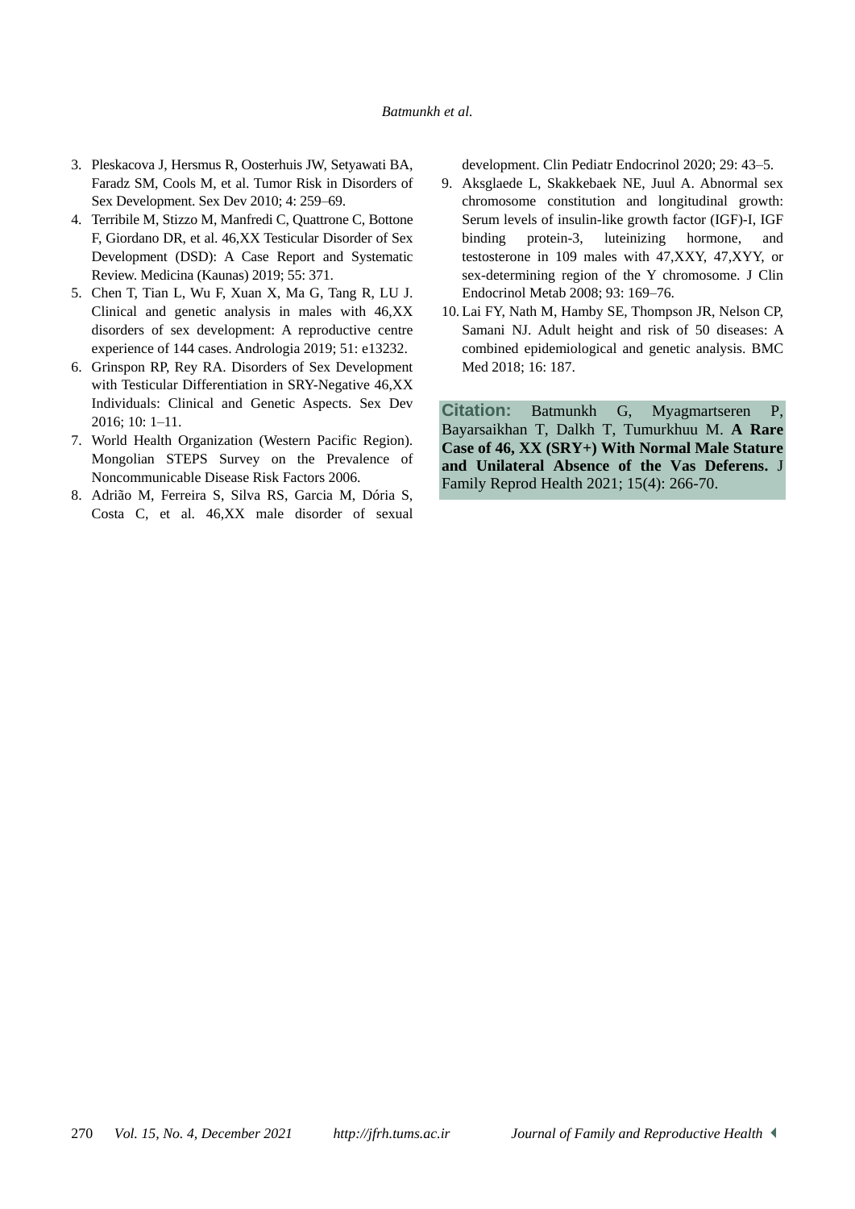3. Pleskacova J, Hersmus R, Oosterhuis JW, Setyawati BA, Faradz SM, Cools M, et al. Tumor Risk in Disorders of Sex Development. Sex Dev 2010; 4: 259–69.
4. Terribile M, Stizzo M, Manfredi C, Quattrone C, Bottone F, Giordano DR, et al. 46,XX Testicular Disorder of Sex Development (DSD): A Case Report and Systematic Review. Medicina (Kaunas) 2019; 55: 371.
5. Chen T, Tian L, Wu F, Xuan X, Ma G, Tang R, LU J. Clinical and genetic analysis in males with 46,XX disorders of sex development: A reproductive centre experience of 144 cases. Andrologia 2019; 51: e13232.
6. Grinspon RP, Rey RA. Disorders of Sex Development with Testicular Differentiation in SRY-Negative 46,XX Individuals: Clinical and Genetic Aspects. Sex Dev 2016; 10: 1–11.
7. World Health Organization (Western Pacific Region). Mongolian STEPS Survey on the Prevalence of Noncommunicable Disease Risk Factors 2006.
8. Adrião M, Ferreira S, Silva RS, Garcia M, Dória S, Costa C, et al. 46,XX male disorder of sexual development. Clin Pediatr Endocrinol 2020; 29: 43–5.
9. Aksglaede L, Skakkebaek NE, Juul A. Abnormal sex chromosome constitution and longitudinal growth: Serum levels of insulin-like growth factor (IGF)-I, IGF binding protein-3, luteinizing hormone, and testosterone in 109 males with 47,XXY, 47,XYY, or sex-determining region of the Y chromosome. J Clin Endocrinol Metab 2008; 93: 169–76.
10. Lai FY, Nath M, Hamby SE, Thompson JR, Nelson CP, Samani NJ. Adult height and risk of 50 diseases: A combined epidemiological and genetic analysis. BMC Med 2018; 16: 187.

**Citation:** Batmunkh G, Myagmartseren P, Bayarsaikhan T, Dalkh T, Tumurkhuu M. **A Rare Case of 46, XX (SRY+) With Normal Male Stature and Unilateral Absence of the Vas Deferens.** J Family Reprod Health 2021; 15(4): 266-70.